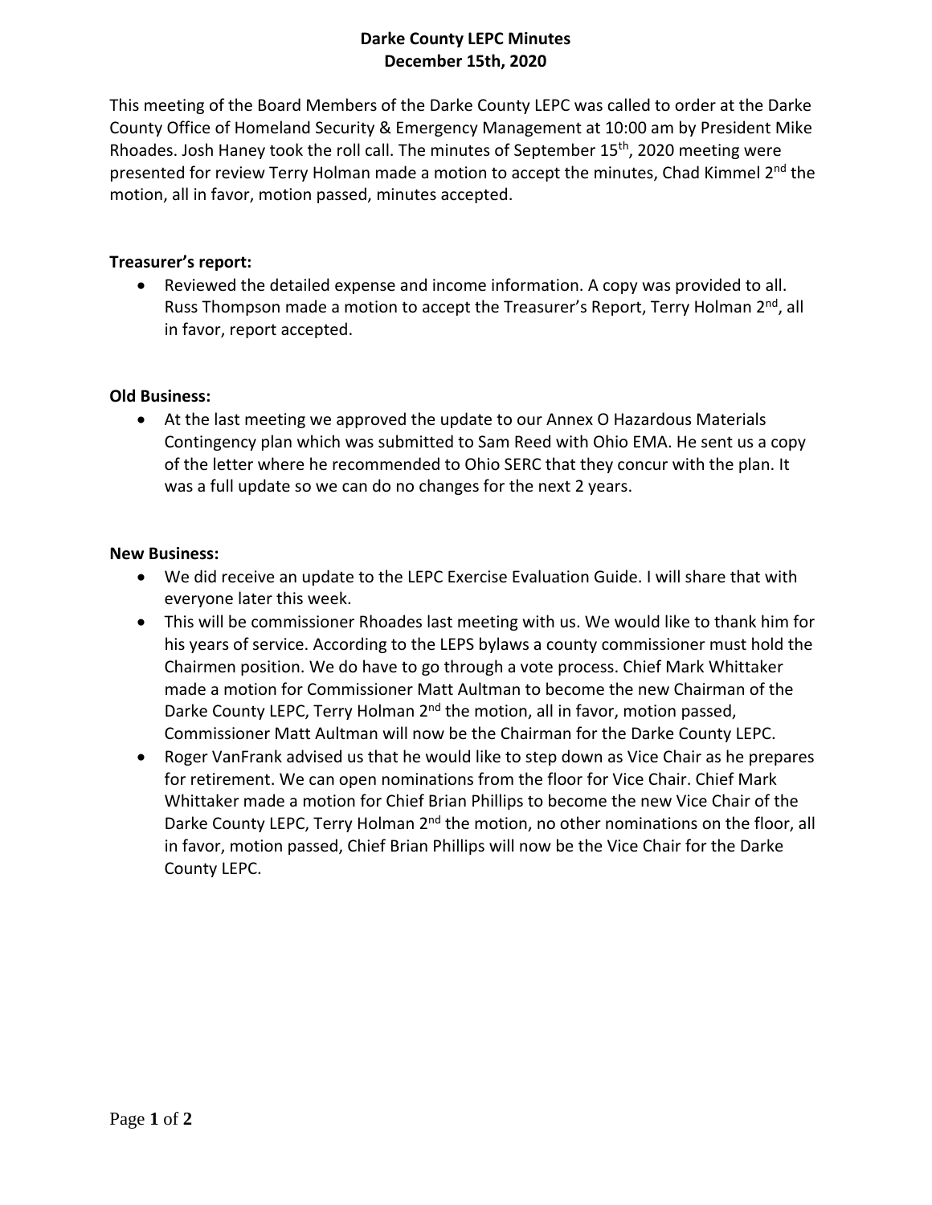# Darke County LEPC Minutes
## December 15th, 2020

This meeting of the Board Members of the Darke County LEPC was called to order at the Darke County Office of Homeland Security & Emergency Management at 10:00 am by President Mike Rhoades. Josh Haney took the roll call. The minutes of September 15th, 2020 meeting were presented for review Terry Holman made a motion to accept the minutes, Chad Kimmel 2nd the motion, all in favor, motion passed, minutes accepted.

**Treasurer's report:**

- Reviewed the detailed expense and income information. A copy was provided to all. Russ Thompson made a motion to accept the Treasurer's Report, Terry Holman 2nd, all in favor, report accepted.

**Old Business:**

- At the last meeting we approved the update to our Annex O Hazardous Materials Contingency plan which was submitted to Sam Reed with Ohio EMA. He sent us a copy of the letter where he recommended to Ohio SERC that they concur with the plan. It was a full update so we can do no changes for the next 2 years.

**New Business:**

- We did receive an update to the LEPC Exercise Evaluation Guide. I will share that with everyone later this week.
- This will be commissioner Rhoades last meeting with us. We would like to thank him for his years of service. According to the LEPS bylaws a county commissioner must hold the Chairmen position. We do have to go through a vote process. Chief Mark Whittaker made a motion for Commissioner Matt Aultman to become the new Chairman of the Darke County LEPC, Terry Holman 2nd the motion, all in favor, motion passed, Commissioner Matt Aultman will now be the Chairman for the Darke County LEPC.
- Roger VanFrank advised us that he would like to step down as Vice Chair as he prepares for retirement. We can open nominations from the floor for Vice Chair. Chief Mark Whittaker made a motion for Chief Brian Phillips to become the new Vice Chair of the Darke County LEPC, Terry Holman 2nd the motion, no other nominations on the floor, all in favor, motion passed, Chief Brian Phillips will now be the Vice Chair for the Darke County LEPC.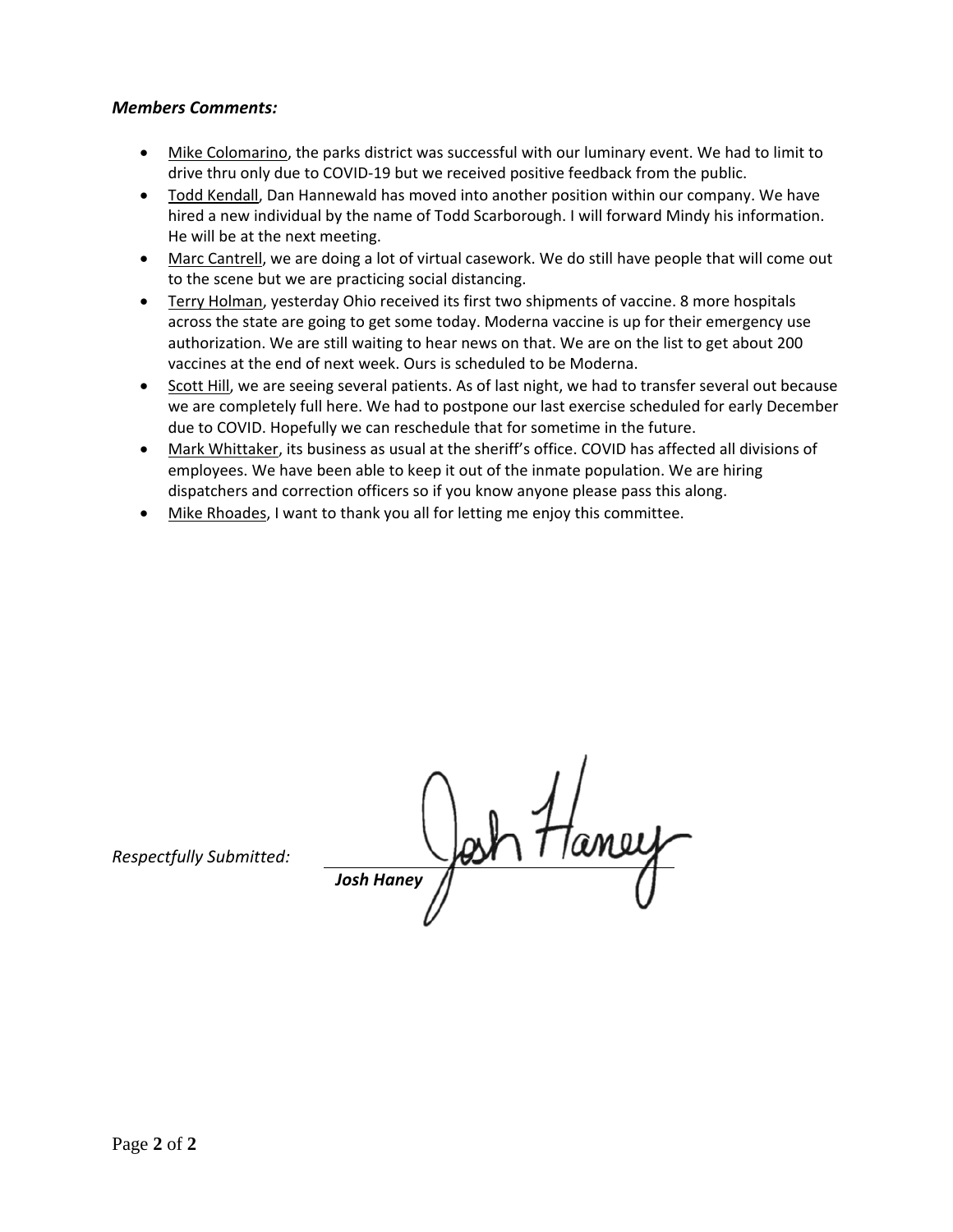***Members Comments:***

- Mike Colomarino, the parks district was successful with our luminary event. We had to limit to drive thru only due to COVID-19 but we received positive feedback from the public.
- Todd Kendall, Dan Hannewald has moved into another position within our company. We have hired a new individual by the name of Todd Scarborough. I will forward Mindy his information. He will be at the next meeting.
- Marc Cantrell, we are doing a lot of virtual casework. We do still have people that will come out to the scene but we are practicing social distancing.
- Terry Holman, yesterday Ohio received its first two shipments of vaccine. 8 more hospitals across the state are going to get some today. Moderna vaccine is up for their emergency use authorization. We are still waiting to hear news on that. We are on the list to get about 200 vaccines at the end of next week. Ours is scheduled to be Moderna.
- Scott Hill, we are seeing several patients. As of last night, we had to transfer several out because we are completely full here. We had to postpone our last exercise scheduled for early December due to COVID. Hopefully we can reschedule that for sometime in the future.
- Mark Whittaker, its business as usual at the sheriff's office. COVID has affected all divisions of employees. We have been able to keep it out of the inmate population. We are hiring dispatchers and correction officers so if you know anyone please pass this along.
- Mike Rhoades, I want to thank you all for letting me enjoy this committee.

*Respectfully Submitted:* Josh Haney

***Josh Haney***